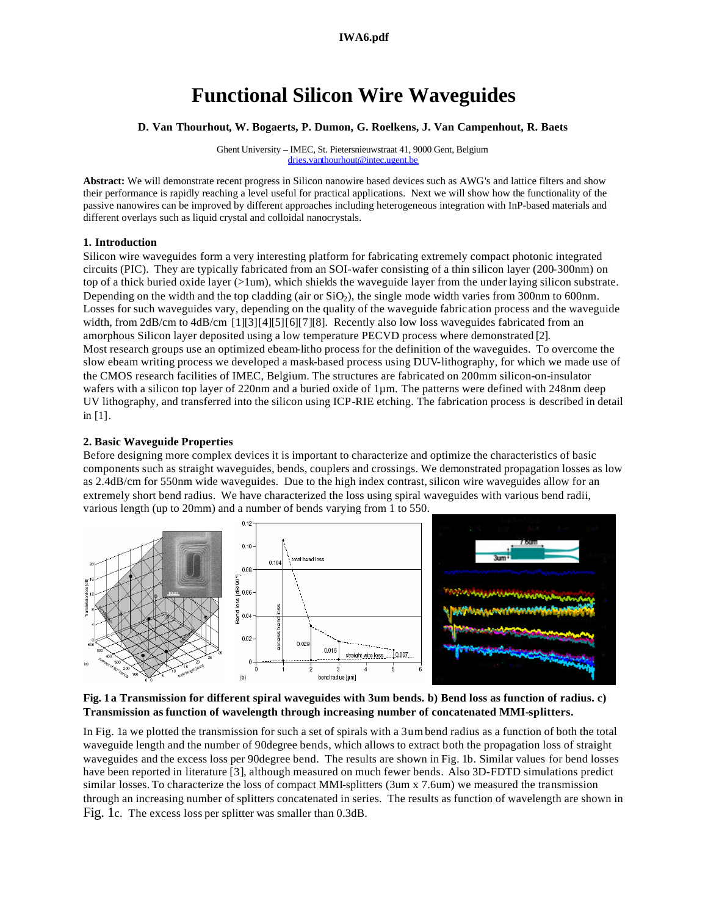# Functional Silicon Wire Waveguides

**D. Van Thourhout, W. Bogaerts, P. Dumon, G. Roelkens, J. Van Campenhout, R. Baets**

Ghent University – IMEC, St. Pietersnieuwstraat 41, 9000 Gent, Belgium
dries.vanthourhout@intec.ugent.be

**Abstract:** We will demonstrate recent progress in Silicon nanowire based devices such as AWG's and lattice filters and show their performance is rapidly reaching a level useful for practical applications. Next we will show how the functionality of the passive nanowires can be improved by different approaches including heterogeneous integration with InP-based materials and different overlays such as liquid crystal and colloidal nanocrystals.

## 1. Introduction

Silicon wire waveguides form a very interesting platform for fabricating extremely compact photonic integrated circuits (PIC). They are typically fabricated from an SOI-wafer consisting of a thin silicon layer (200-300nm) on top of a thick buried oxide layer (>1um), which shields the waveguide layer from the under laying silicon substrate. Depending on the width and the top cladding (air or $SiO_2$), the single mode width varies from 300nm to 600nm. Losses for such waveguides vary, depending on the quality of the waveguide fabrication process and the waveguide width, from 2dB/cm to 4dB/cm [1][3][4][5][6][7][8]. Recently also low loss waveguides fabricated from an amorphous Silicon layer deposited using a low temperature PECVD process where demonstrated [2].
Most research groups use an optimized ebeam-litho process for the definition of the waveguides. To overcome the slow ebeam writing process we developed a mask-based process using DUV-lithography, for which we made use of the CMOS research facilities of IMEC, Belgium. The structures are fabricated on 200mm silicon-on-insulator wafers with a silicon top layer of 220nm and a buried oxide of 1µm. The patterns were defined with 248nm deep UV lithography, and transferred into the silicon using ICP-RIE etching. The fabrication process is described in detail in [1].

## 2. Basic Waveguide Properties

Before designing more complex devices it is important to characterize and optimize the characteristics of basic components such as straight waveguides, bends, couplers and crossings. We demonstrated propagation losses as low as 2.4dB/cm for 550nm wide waveguides. Due to the high index contrast, silicon wire waveguides allow for an extremely short bend radius. We have characterized the loss using spiral waveguides with various bend radii, various length (up to 20mm) and a number of bends varying from 1 to 550.

(a)
Transmission loss [dB]
number of 90° bends
total length [mm]
10um

(b)
Bend loss [dB/90°]
bend radius [µm]
total bend loss
excess bend loss
straight wire loss
0.104
0.029
0.016
0.007

7.6um
3um

**Fig. 1 a Transmission for different spiral waveguides with 3um bends. b) Bend loss as function of radius. c) Transmission as function of wavelength through increasing number of concatenated MMI-splitters.**

In Fig. 1a we plotted the transmission for such a set of spirals with a 3um bend radius as a function of both the total waveguide length and the number of 90degree bends, which allows to extract both the propagation loss of straight waveguides and the excess loss per 90degree bend. The results are shown in Fig. 1b. Similar values for bend losses have been reported in literature [3], although measured on much fewer bends. Also 3D-FDTD simulations predict similar losses. To characterize the loss of compact MMI-splitters (3um x 7.6um) we measured the transmission through an increasing number of splitters concatenated in series. The results as function of wavelength are shown in Fig. 1c. The excess loss per splitter was smaller than 0.3dB.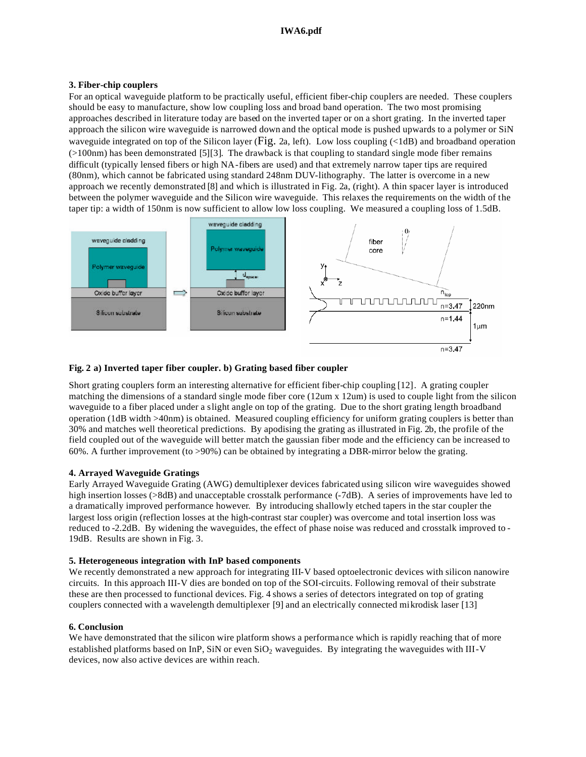### 3. Fiber-chip couplers

For an optical waveguide platform to be practically useful, efficient fiber-chip couplers are needed. These couplers should be easy to manufacture, show low coupling loss and broad band operation. The two most promising approaches described in literature today are based on the inverted taper or on a short grating. In the inverted taper approach the silicon wire waveguide is narrowed down and the optical mode is pushed upwards to a polymer or SiN waveguide integrated on top of the Silicon layer (Fig. 2a, left). Low loss coupling (<1dB) and broadband operation (>100nm) has been demonstrated [5][3]. The drawback is that coupling to standard single mode fiber remains difficult (typically lensed fibers or high NA-fibers are used) and that extremely narrow taper tips are required (80nm), which cannot be fabricated using standard 248nm DUV-lithography. The latter is overcome in a new approach we recently demonstrated [8] and which is illustrated in Fig. 2a, (right). A thin spacer layer is introduced between the polymer waveguide and the Silicon wire waveguide. This relaxes the requirements on the width of the taper tip: a width of 150nm is now sufficient to allow low loss coupling. We measured a coupling loss of 1.5dB.

waveguide cladding
Polymer waveguide
Oxide buffer layer
Silicon substrate

waveguide cladding
Polymer waveguide
$d_{spacer}$
Oxide buffer layer
Silicon substrate

fiber core
$\theta$
y
x z
$n_{top}$
n=3.47
220nm
n=1.44
1μm
n=3.47

**Fig. 2 a) Inverted taper fiber coupler. b) Grating based fiber coupler**

Short grating couplers form an interesting alternative for efficient fiber-chip coupling [12]. A grating coupler matching the dimensions of a standard single mode fiber core (12um x 12um) is used to couple light from the silicon waveguide to a fiber placed under a slight angle on top of the grating. Due to the short grating length broadband operation (1dB width >40nm) is obtained. Measured coupling efficiency for uniform grating couplers is better than 30% and matches well theoretical predictions. By apodising the grating as illustrated in Fig. 2b, the profile of the field coupled out of the waveguide will better match the gaussian fiber mode and the efficiency can be increased to 60%. A further improvement (to >90%) can be obtained by integrating a DBR-mirror below the grating.

### 4. Arrayed Waveguide Gratings

Early Arrayed Waveguide Grating (AWG) demultiplexer devices fabricated using silicon wire waveguides showed high insertion losses (>8dB) and unacceptable crosstalk performance (-7dB). A series of improvements have led to a dramatically improved performance however. By introducing shallowly etched tapers in the star coupler the largest loss origin (reflection losses at the high-contrast star coupler) was overcome and total insertion loss was reduced to -2.2dB. By widening the waveguides, the effect of phase noise was reduced and crosstalk improved to -19dB. Results are shown in Fig. 3.

### 5. Heterogeneous integration with InP based components

We recently demonstrated a new approach for integrating III-V based optoelectronic devices with silicon nanowire circuits. In this approach III-V dies are bonded on top of the SOI-circuits. Following removal of their substrate these are then processed to functional devices. Fig. 4 shows a series of detectors integrated on top of grating couplers connected with a wavelength demultiplexer [9] and an electrically connected mikrodisk laser [13]

### 6. Conclusion

We have demonstrated that the silicon wire platform shows a performance which is rapidly reaching that of more established platforms based on InP, SiN or even $SiO_2$ waveguides. By integrating the waveguides with III-V devices, now also active devices are within reach.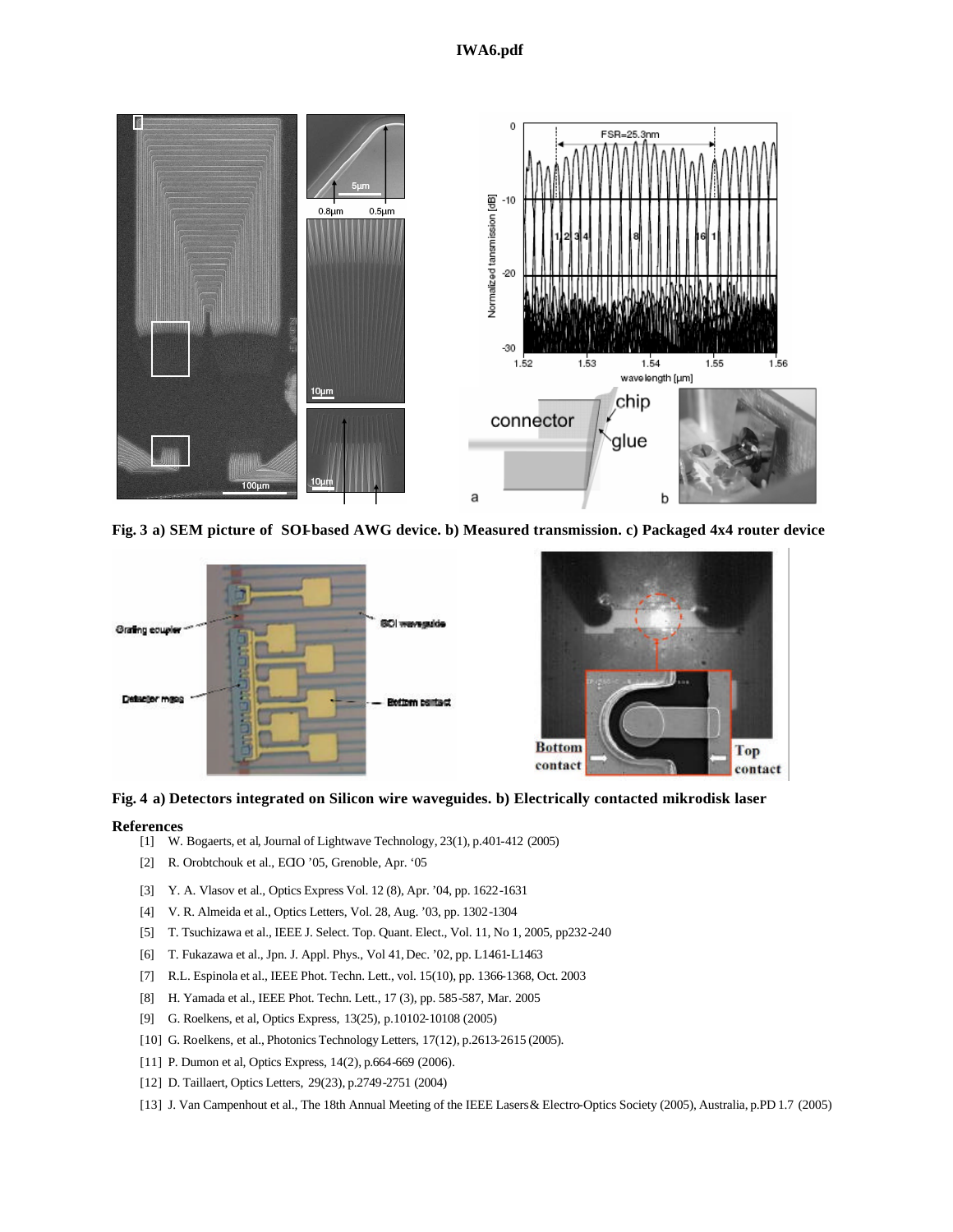**Fig. 3 a) SEM picture of SOI-based AWG device. b) Measured transmission. c) Packaged 4x4 router device**

**Fig. 4 a) Detectors integrated on Silicon wire waveguides. b) Electrically contacted mikrodisk laser**

**References**

[1] W. Bogaerts, et al, Journal of Lightwave Technology, 23(1), p.401-412 (2005)

[2] R. Orobtchouk et al., ECIO '05, Grenoble, Apr. '05

[3] Y. A. Vlasov et al., Optics Express Vol. 12 (8), Apr. '04, pp. 1622-1631

[4] V. R. Almeida et al., Optics Letters, Vol. 28, Aug. '03, pp. 1302-1304

[5] T. Tsuchizawa et al., IEEE J. Select. Top. Quant. Elect., Vol. 11, No 1, 2005, pp232-240

[6] T. Fukazawa et al., Jpn. J. Appl. Phys., Vol 41, Dec. '02, pp. L1461-L1463

[7] R.L. Espinola et al., IEEE Phot. Techn. Lett., vol. 15(10), pp. 1366-1368, Oct. 2003

[8] H. Yamada et al., IEEE Phot. Techn. Lett., 17 (3), pp. 585-587, Mar. 2005

[9] G. Roelkens, et al, Optics Express, 13(25), p.10102-10108 (2005)

[10] G. Roelkens, et al., Photonics Technology Letters, 17(12), p.2613-2615 (2005).

[11] P. Dumon et al, Optics Express, 14(2), p.664-669 (2006).

[12] D. Taillaert, Optics Letters, 29(23), p.2749-2751 (2004)

[13] J. Van Campenhout et al., The 18th Annual Meeting of the IEEE Lasers & Electro-Optics Society (2005), Australia, p.PD 1.7 (2005)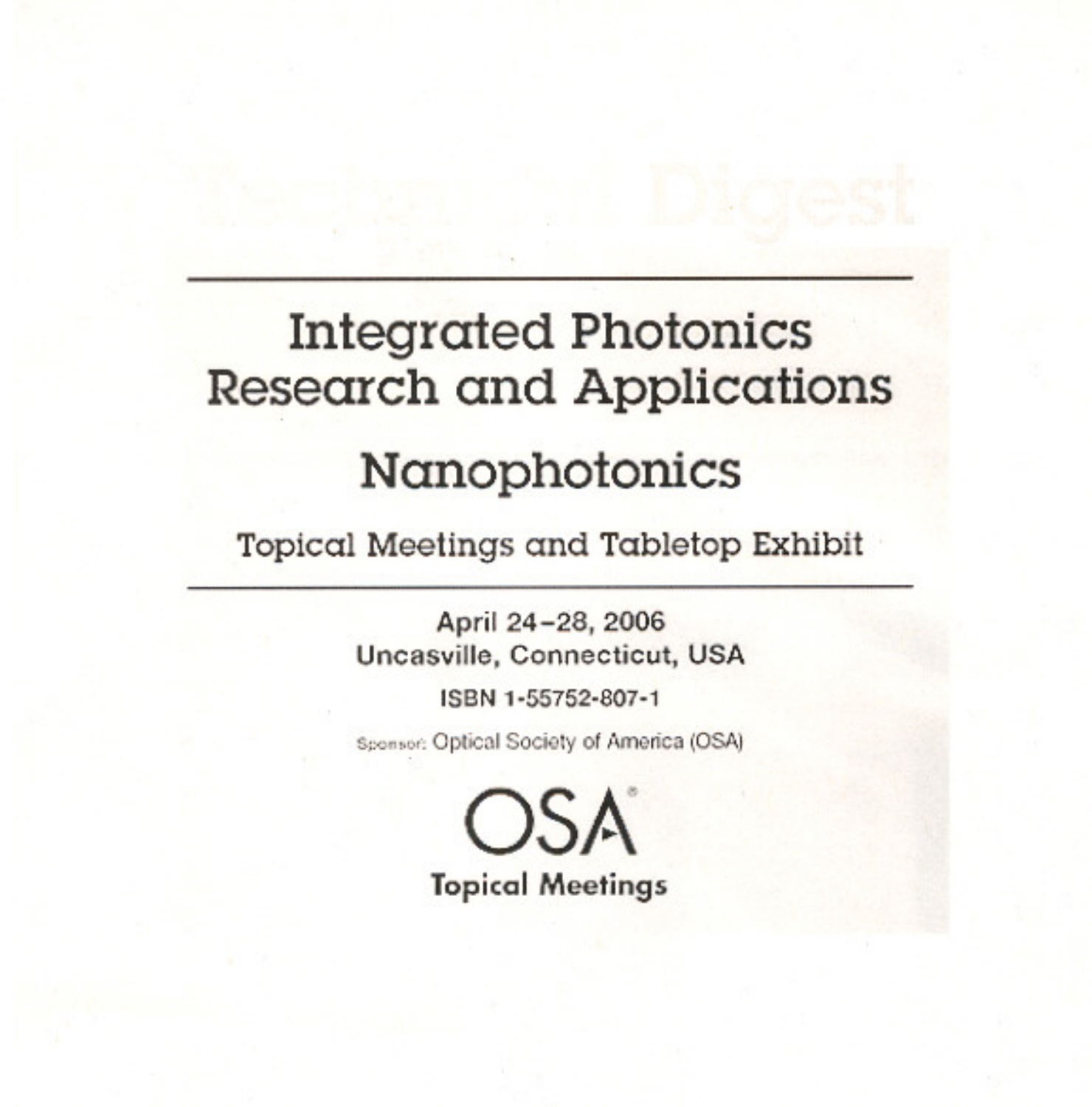# Integrated Photonics Research and Applications

# Nanophotonics

## Topical Meetings and Tabletop Exhibit

April 24–28, 2006
Uncasville, Connecticut, USA

ISBN 1-55752-807-1

Sponsor: Optical Society of America (OSA)

OSA®

**Topical Meetings**